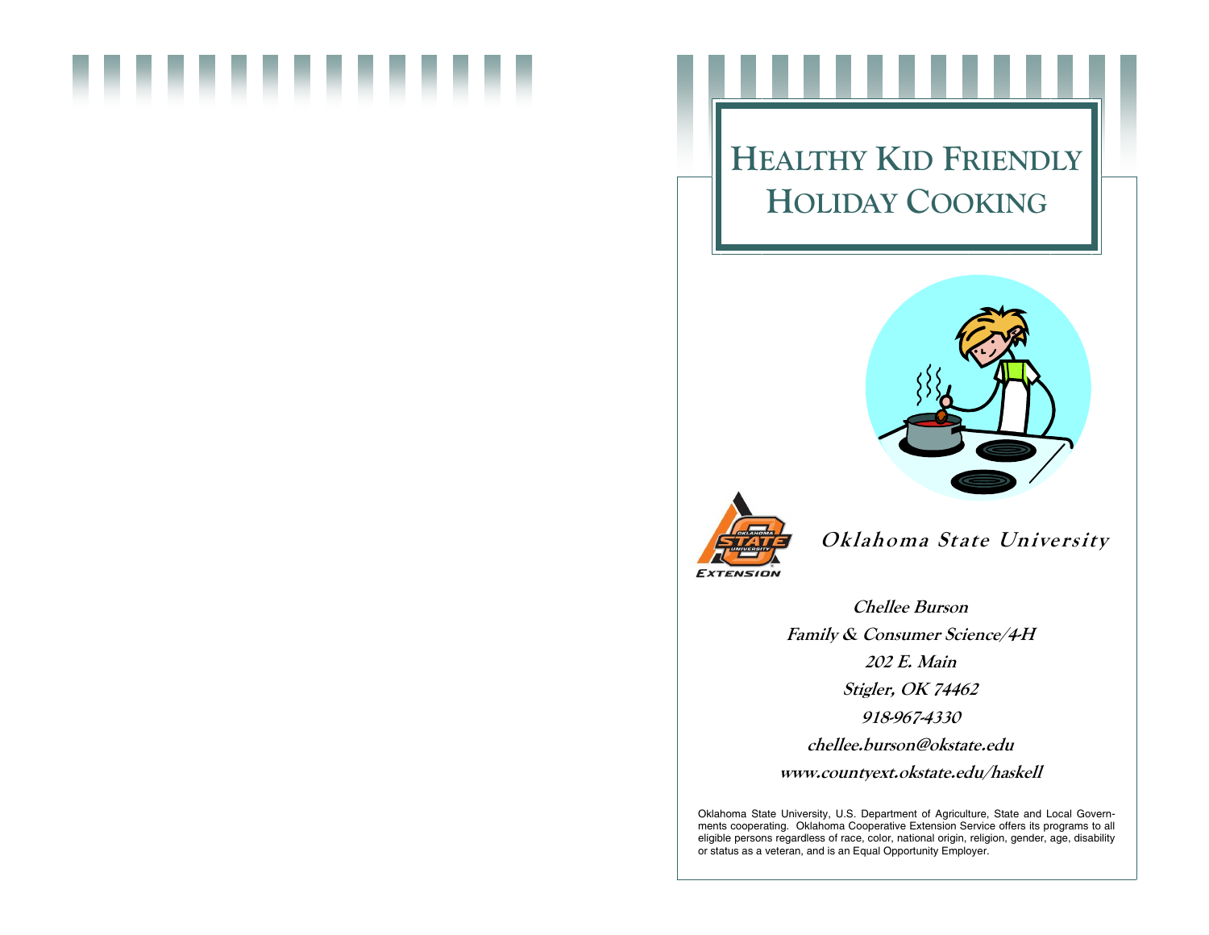# HEALTHY KID FRIENDLY HOLIDAY COOKING

**Oklahoma State University**

**Chellee Burson**

**Family & Consumer Science/4-H**

**202 E. Main**

**Stigler, OK 74462**

**918-967-4330**

**chellee.burson@okstate.edu**

**www.countyext.okstate.edu/haskell**

Oklahoma State University, U.S. Department of Agriculture, State and Local Governments cooperating. Oklahoma Cooperative Extension Service offers its programs to all eligible persons regardless of race, color, national origin, religion, gender, age, disability or status as a veteran, and is an Equal Opportunity Employer.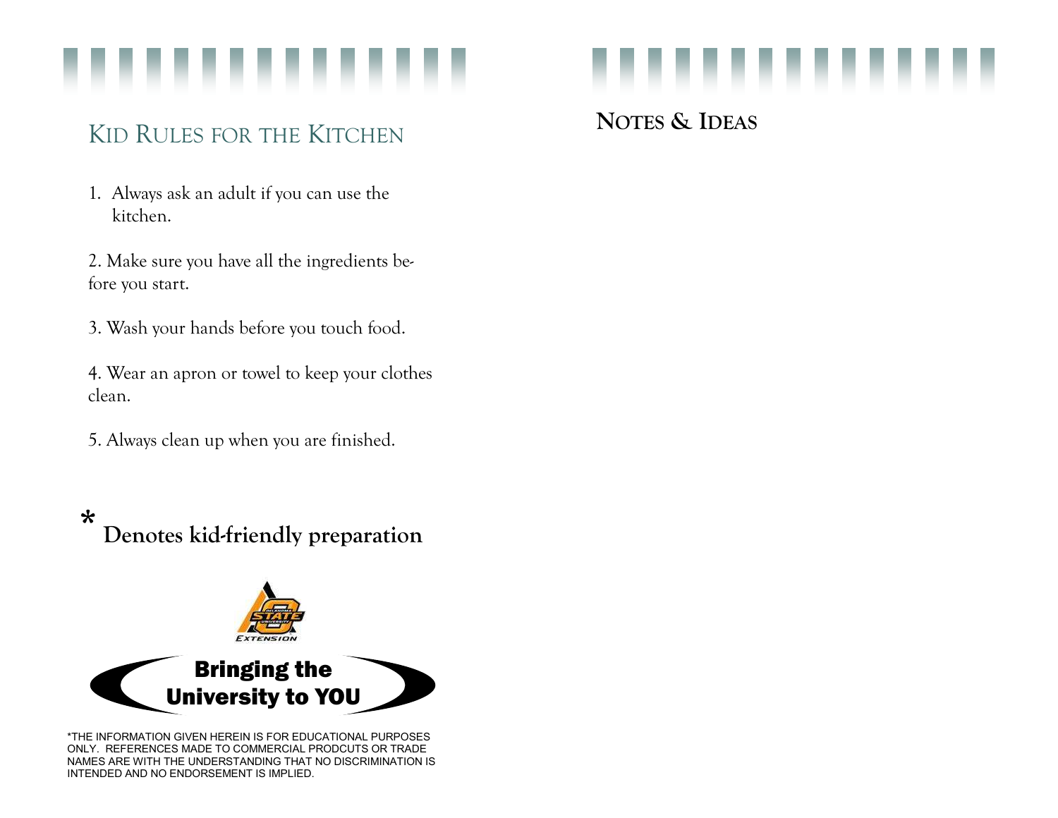## Kid Rules for the Kitchen

1. Always ask an adult if you can use the kitchen.

2. Make sure you have all the ingredients before you start.

3. Wash your hands before you touch food.

4. Wear an apron or towel to keep your clothes clean.

5. Always clean up when you are finished.

**\* Denotes kid-friendly preparation**

EXTENSION

Bringing the University to YOU

*THE INFORMATION GIVEN HEREIN IS FOR EDUCATIONAL PURPOSES ONLY. REFERENCES MADE TO COMMERCIAL PRODCUTS OR TRADE NAMES ARE WITH THE UNDERSTANDING THAT NO DISCRIMINATION IS INTENDED AND NO ENDORSEMENT IS IMPLIED.

## Notes & Ideas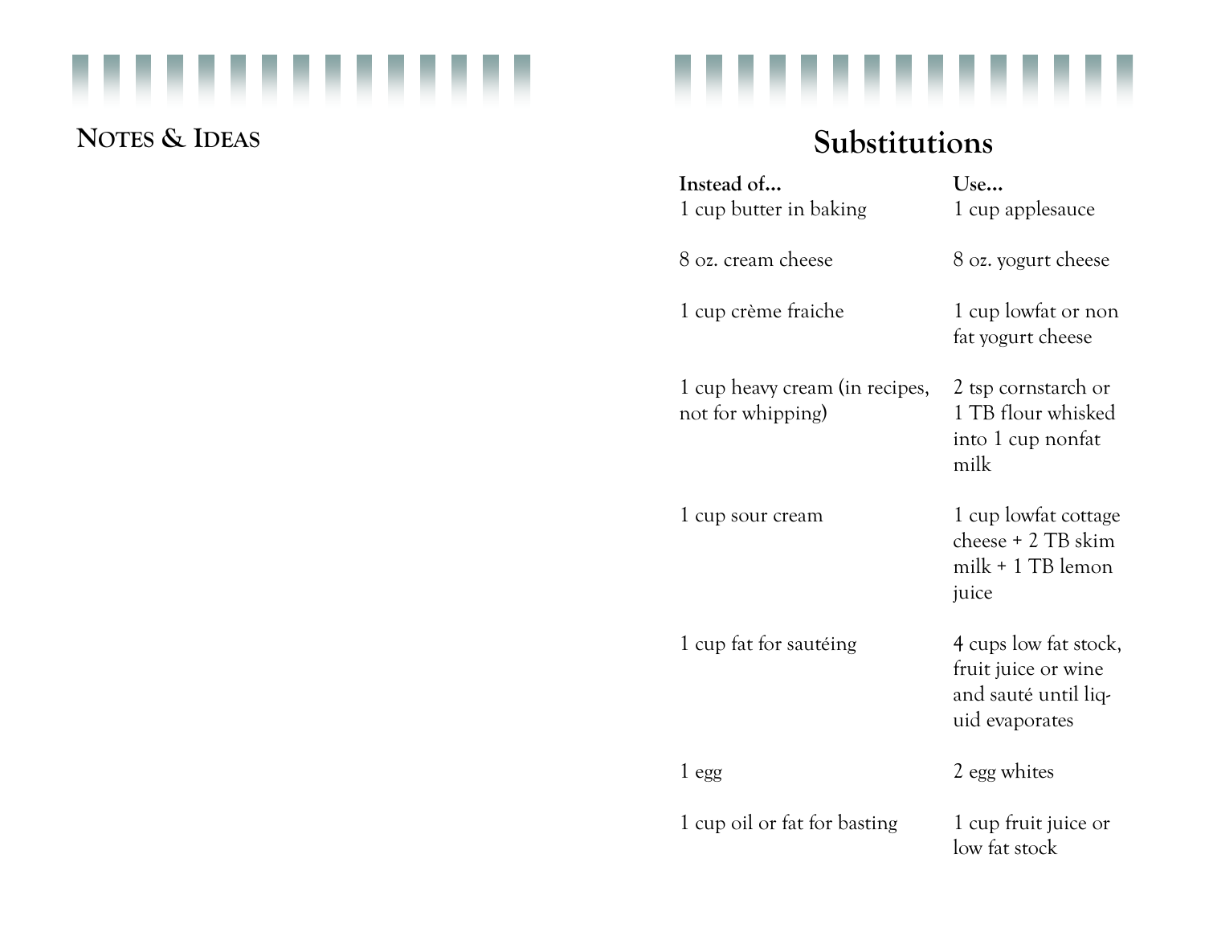## Notes & Ideas

# Substitutions

| Instead of... | Use... |
| --- | --- |
| 1 cup butter in baking | 1 cup applesauce |
| 8 oz. cream cheese | 8 oz. yogurt cheese |
| 1 cup crème fraiche | 1 cup lowfat or non fat yogurt cheese |
| 1 cup heavy cream (in recipes, not for whipping) | 2 tsp cornstarch or 1 TB flour whisked into 1 cup nonfat milk |
| 1 cup sour cream | 1 cup lowfat cottage cheese + 2 TB skim milk + 1 TB lemon juice |
| 1 cup fat for sautéing | 4 cups low fat stock, fruit juice or wine and sauté until liquid evaporates |
| 1 egg | 2 egg whites |
| 1 cup oil or fat for basting | 1 cup fruit juice or low fat stock |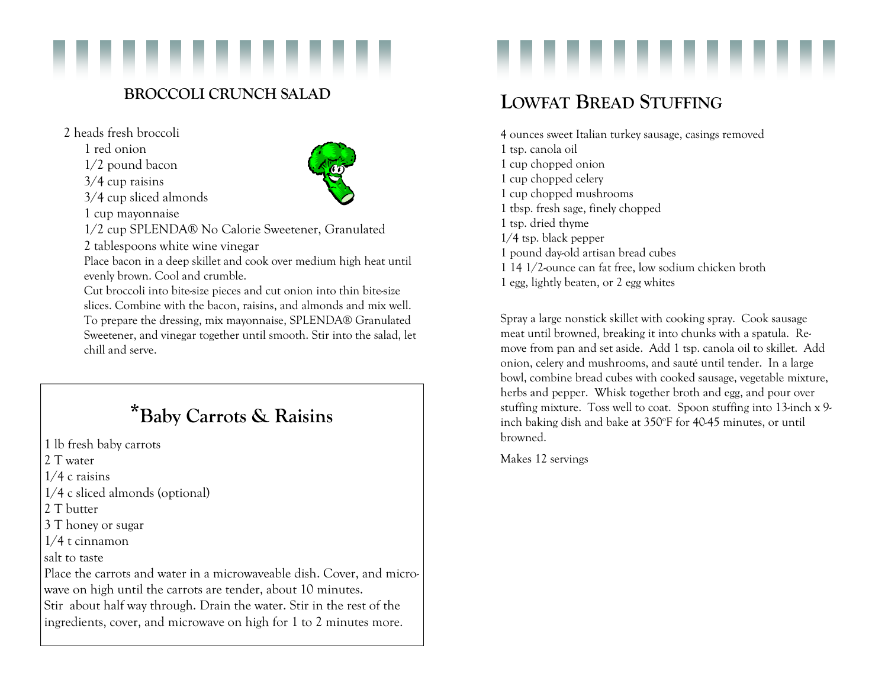## BROCCOLI CRUNCH SALAD

2 heads fresh broccoli
1 red onion
1/2 pound bacon
3/4 cup raisins
3/4 cup sliced almonds
1 cup mayonnaise
1/2 cup SPLENDA® No Calorie Sweetener, Granulated
2 tablespoons white wine vinegar

Place bacon in a deep skillet and cook over medium high heat until evenly brown. Cool and crumble.

Cut broccoli into bite-size pieces and cut onion into thin bite-size slices. Combine with the bacon, raisins, and almonds and mix well.

To prepare the dressing, mix mayonnaise, SPLENDA® Granulated Sweetener, and vinegar together until smooth. Stir into the salad, let chill and serve.

## *Baby Carrots & Raisins

1 lb fresh baby carrots
2 T water
1/4 c raisins
1/4 c sliced almonds (optional)
2 T butter
3 T honey or sugar
1/4 t cinnamon
salt to taste

Place the carrots and water in a microwaveable dish. Cover, and microwave on high until the carrots are tender, about 10 minutes.
Stir about half way through. Drain the water. Stir in the rest of the ingredients, cover, and microwave on high for 1 to 2 minutes more.

## LOWFAT BREAD STUFFING

4 ounces sweet Italian turkey sausage, casings removed
1 tsp. canola oil
1 cup chopped onion
1 cup chopped celery
1 cup chopped mushrooms
1 tbsp. fresh sage, finely chopped
1 tsp. dried thyme
1/4 tsp. black pepper
1 pound day-old artisan bread cubes
1 14 1/2-ounce can fat free, low sodium chicken broth
1 egg, lightly beaten, or 2 egg whites

Spray a large nonstick skillet with cooking spray. Cook sausage meat until browned, breaking it into chunks with a spatula. Remove from pan and set aside. Add 1 tsp. canola oil to skillet. Add onion, celery and mushrooms, and sauté until tender. In a large bowl, combine bread cubes with cooked sausage, vegetable mixture, herbs and pepper. Whisk together broth and egg, and pour over stuffing mixture. Toss well to coat. Spoon stuffing into 13-inch x 9-inch baking dish and bake at 350°F for 40-45 minutes, or until browned.

Makes 12 servings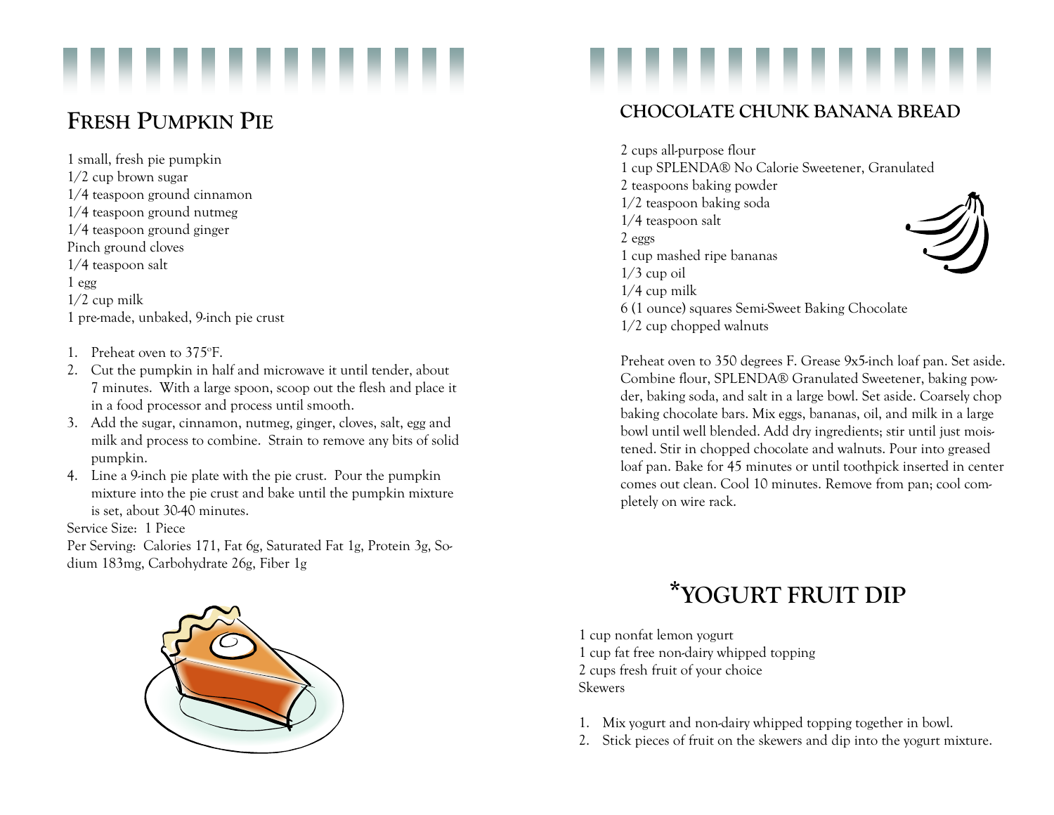## Fresh Pumpkin Pie

1 small, fresh pie pumpkin
1/2 cup brown sugar
1/4 teaspoon ground cinnamon
1/4 teaspoon ground nutmeg
1/4 teaspoon ground ginger
Pinch ground cloves
1/4 teaspoon salt
1 egg
1/2 cup milk
1 pre-made, unbaked, 9-inch pie crust

1. Preheat oven to 375ºF.
2. Cut the pumpkin in half and microwave it until tender, about 7 minutes. With a large spoon, scoop out the flesh and place it in a food processor and process until smooth.
3. Add the sugar, cinnamon, nutmeg, ginger, cloves, salt, egg and milk and process to combine. Strain to remove any bits of solid pumpkin.
4. Line a 9-inch pie plate with the pie crust. Pour the pumpkin mixture into the pie crust and bake until the pumpkin mixture is set, about 30-40 minutes.

Service Size: 1 Piece
Per Serving: Calories 171, Fat 6g, Saturated Fat 1g, Protein 3g, Sodium 183mg, Carbohydrate 26g, Fiber 1g

## CHOCOLATE CHUNK BANANA BREAD

2 cups all-purpose flour
1 cup SPLENDA® No Calorie Sweetener, Granulated
2 teaspoons baking powder
1/2 teaspoon baking soda
1/4 teaspoon salt
2 eggs
1 cup mashed ripe bananas
1/3 cup oil
1/4 cup milk
6 (1 ounce) squares Semi-Sweet Baking Chocolate
1/2 cup chopped walnuts

Preheat oven to 350 degrees F. Grease 9x5-inch loaf pan. Set aside. Combine flour, SPLENDA® Granulated Sweetener, baking powder, baking soda, and salt in a large bowl. Set aside. Coarsely chop baking chocolate bars. Mix eggs, bananas, oil, and milk in a large bowl until well blended. Add dry ingredients; stir until just moistened. Stir in chopped chocolate and walnuts. Pour into greased loaf pan. Bake for 45 minutes or until toothpick inserted in center comes out clean. Cool 10 minutes. Remove from pan; cool completely on wire rack.

## *YOGURT FRUIT DIP

1 cup nonfat lemon yogurt
1 cup fat free non-dairy whipped topping
2 cups fresh fruit of your choice
Skewers

1. Mix yogurt and non-dairy whipped topping together in bowl.
2. Stick pieces of fruit on the skewers and dip into the yogurt mixture.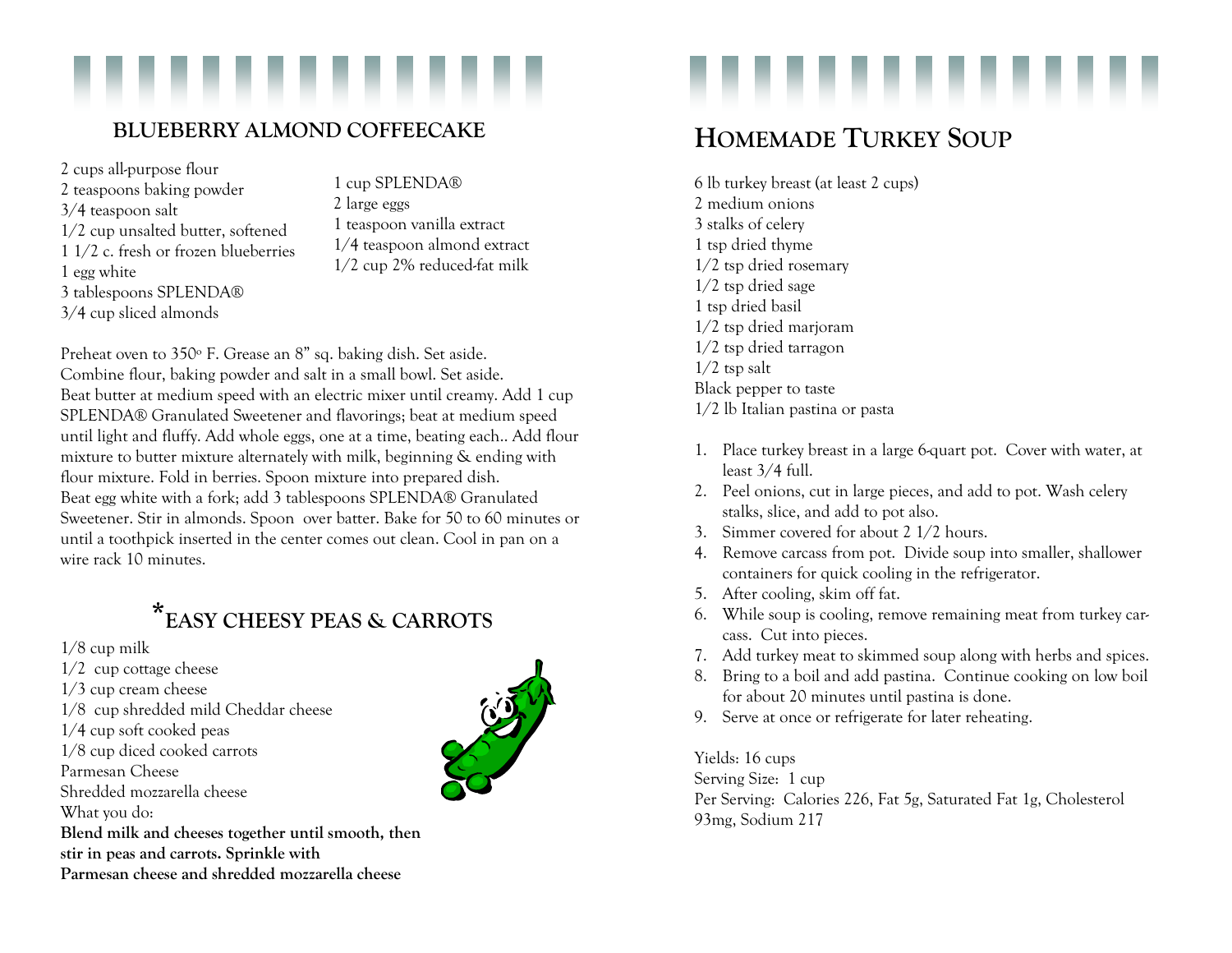## BLUEBERRY ALMOND COFFEECAKE

2 cups all-purpose flour
2 teaspoons baking powder
3/4 teaspoon salt
1/2 cup unsalted butter, softened
1 1/2 c. fresh or frozen blueberries
1 egg white
3 tablespoons SPLENDA®
3/4 cup sliced almonds
1 cup SPLENDA®
2 large eggs
1 teaspoon vanilla extract
1/4 teaspoon almond extract
1/2 cup 2% reduced-fat milk

Preheat oven to 350º F. Grease an 8" sq. baking dish. Set aside.
Combine flour, baking powder and salt in a small bowl. Set aside.
Beat butter at medium speed with an electric mixer until creamy. Add 1 cup SPLENDA® Granulated Sweetener and flavorings; beat at medium speed until light and fluffy. Add whole eggs, one at a time, beating each.. Add flour mixture to butter mixture alternately with milk, beginning & ending with flour mixture. Fold in berries. Spoon mixture into prepared dish.
Beat egg white with a fork; add 3 tablespoons SPLENDA® Granulated Sweetener. Stir in almonds. Spoon over batter. Bake for 50 to 60 minutes or until a toothpick inserted in the center comes out clean. Cool in pan on a wire rack 10 minutes.

## *EASY CHEESY PEAS & CARROTS

1/8 cup milk
1/2 cup cottage cheese
1/3 cup cream cheese
1/8 cup shredded mild Cheddar cheese
1/4 cup soft cooked peas
1/8 cup diced cooked carrots
Parmesan Cheese
Shredded mozzarella cheese
What you do:
**Blend milk and cheeses together until smooth, then stir in peas and carrots. Sprinkle with Parmesan cheese and shredded mozzarella cheese**

## HOMEMADE TURKEY SOUP

6 lb turkey breast (at least 2 cups)
2 medium onions
3 stalks of celery
1 tsp dried thyme
1/2 tsp dried rosemary
1/2 tsp dried sage
1 tsp dried basil
1/2 tsp dried marjoram
1/2 tsp dried tarragon
1/2 tsp salt
Black pepper to taste
1/2 lb Italian pastina or pasta

1. Place turkey breast in a large 6-quart pot. Cover with water, at least 3/4 full.
2. Peel onions, cut in large pieces, and add to pot. Wash celery stalks, slice, and add to pot also.
3. Simmer covered for about 2 1/2 hours.
4. Remove carcass from pot. Divide soup into smaller, shallower containers for quick cooling in the refrigerator.
5. After cooling, skim off fat.
6. While soup is cooling, remove remaining meat from turkey carcass. Cut into pieces.
7. Add turkey meat to skimmed soup along with herbs and spices.
8. Bring to a boil and add pastina. Continue cooking on low boil for about 20 minutes until pastina is done.
9. Serve at once or refrigerate for later reheating.

Yields: 16 cups
Serving Size: 1 cup
Per Serving: Calories 226, Fat 5g, Saturated Fat 1g, Cholesterol 93mg, Sodium 217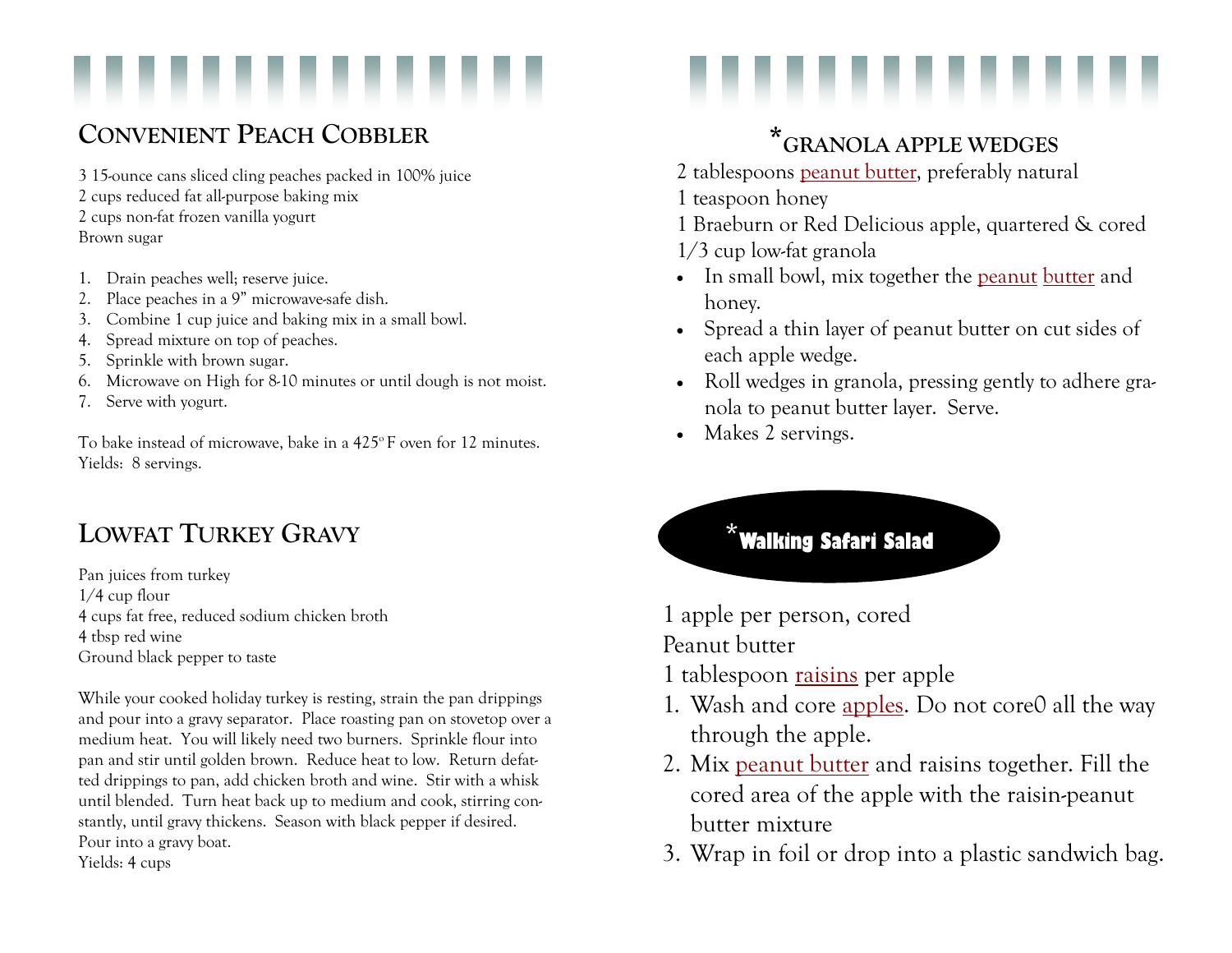## Convenient Peach Cobbler

3 15-ounce cans sliced cling peaches packed in 100% juice
2 cups reduced fat all-purpose baking mix
2 cups non-fat frozen vanilla yogurt
Brown sugar

1. Drain peaches well; reserve juice.
2. Place peaches in a 9" microwave-safe dish.
3. Combine 1 cup juice and baking mix in a small bowl.
4. Spread mixture on top of peaches.
5. Sprinkle with brown sugar.
6. Microwave on High for 8-10 minutes or until dough is not moist.
7. Serve with yogurt.

To bake instead of microwave, bake in a 425° F oven for 12 minutes.
Yields: 8 servings.

## Lowfat Turkey Gravy

Pan juices from turkey
1/4 cup flour
4 cups fat free, reduced sodium chicken broth
4 tbsp red wine
Ground black pepper to taste

While your cooked holiday turkey is resting, strain the pan drippings and pour into a gravy separator. Place roasting pan on stovetop over a medium heat. You will likely need two burners. Sprinkle flour into pan and stir until golden brown. Reduce heat to low. Return defatted drippings to pan, add chicken broth and wine. Stir with a whisk until blended. Turn heat back up to medium and cook, stirring constantly, until gravy thickens. Season with black pepper if desired. Pour into a gravy boat.
Yields: 4 cups

## *Granola Apple Wedges

2 tablespoons peanut butter, preferably natural
1 teaspoon honey
1 Braeburn or Red Delicious apple, quartered & cored
1/3 cup low-fat granola

- In small bowl, mix together the peanut butter and honey.
- Spread a thin layer of peanut butter on cut sides of each apple wedge.
- Roll wedges in granola, pressing gently to adhere granola to peanut butter layer. Serve.
- Makes 2 servings.

## *Walking Safari Salad

1 apple per person, cored
Peanut butter
1 tablespoon raisins per apple

1. Wash and core apples. Do not core0 all the way through the apple.
2. Mix peanut butter and raisins together. Fill the cored area of the apple with the raisin-peanut butter mixture
3. Wrap in foil or drop into a plastic sandwich bag.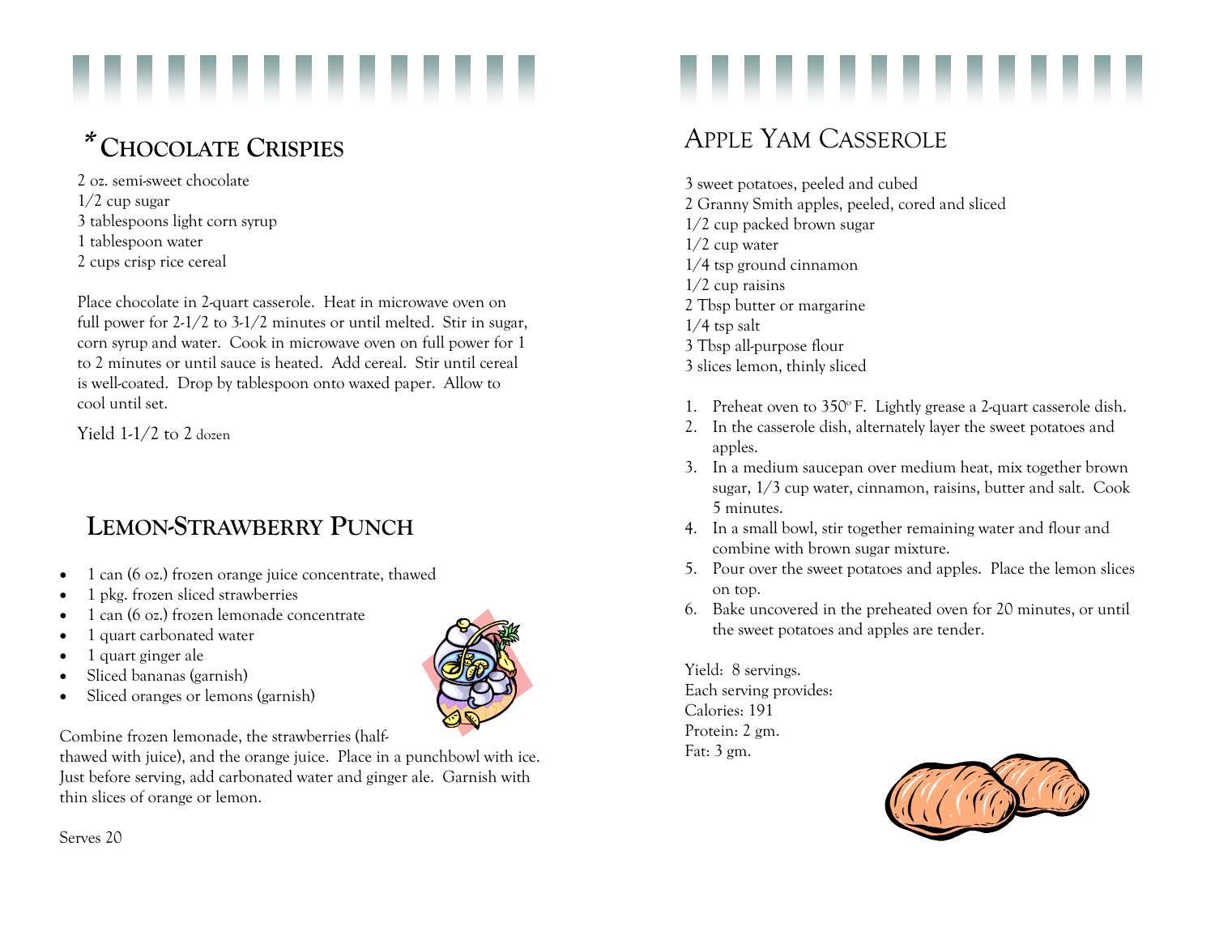## *Chocolate Crispies

2 oz. semi-sweet chocolate
1/2 cup sugar
3 tablespoons light corn syrup
1 tablespoon water
2 cups crisp rice cereal

Place chocolate in 2-quart casserole. Heat in microwave oven on full power for 2-1/2 to 3-1/2 minutes or until melted. Stir in sugar, corn syrup and water. Cook in microwave oven on full power for 1 to 2 minutes or until sauce is heated. Add cereal. Stir until cereal is well-coated. Drop by tablespoon onto waxed paper. Allow to cool until set.

Yield 1-1/2 to 2 dozen

## Lemon-Strawberry Punch

- 1 can (6 oz.) frozen orange juice concentrate, thawed
- 1 pkg. frozen sliced strawberries
- 1 can (6 oz.) frozen lemonade concentrate
- 1 quart carbonated water
- 1 quart ginger ale
- Sliced bananas (garnish)
- Sliced oranges or lemons (garnish)

Combine frozen lemonade, the strawberries (half-thawed with juice), and the orange juice. Place in a punchbowl with ice. Just before serving, add carbonated water and ginger ale. Garnish with thin slices of orange or lemon.

Serves 20

## Apple Yam Casserole

3 sweet potatoes, peeled and cubed
2 Granny Smith apples, peeled, cored and sliced
1/2 cup packed brown sugar
1/2 cup water
1/4 tsp ground cinnamon
1/2 cup raisins
2 Tbsp butter or margarine
1/4 tsp salt
3 Tbsp all-purpose flour
3 slices lemon, thinly sliced

1. Preheat oven to 350° F. Lightly grease a 2-quart casserole dish.
2. In the casserole dish, alternately layer the sweet potatoes and apples.
3. In a medium saucepan over medium heat, mix together brown sugar, 1/3 cup water, cinnamon, raisins, butter and salt. Cook 5 minutes.
4. In a small bowl, stir together remaining water and flour and combine with brown sugar mixture.
5. Pour over the sweet potatoes and apples. Place the lemon slices on top.
6. Bake uncovered in the preheated oven for 20 minutes, or until the sweet potatoes and apples are tender.

Yield: 8 servings.
Each serving provides:
Calories: 191
Protein: 2 gm.
Fat: 3 gm.